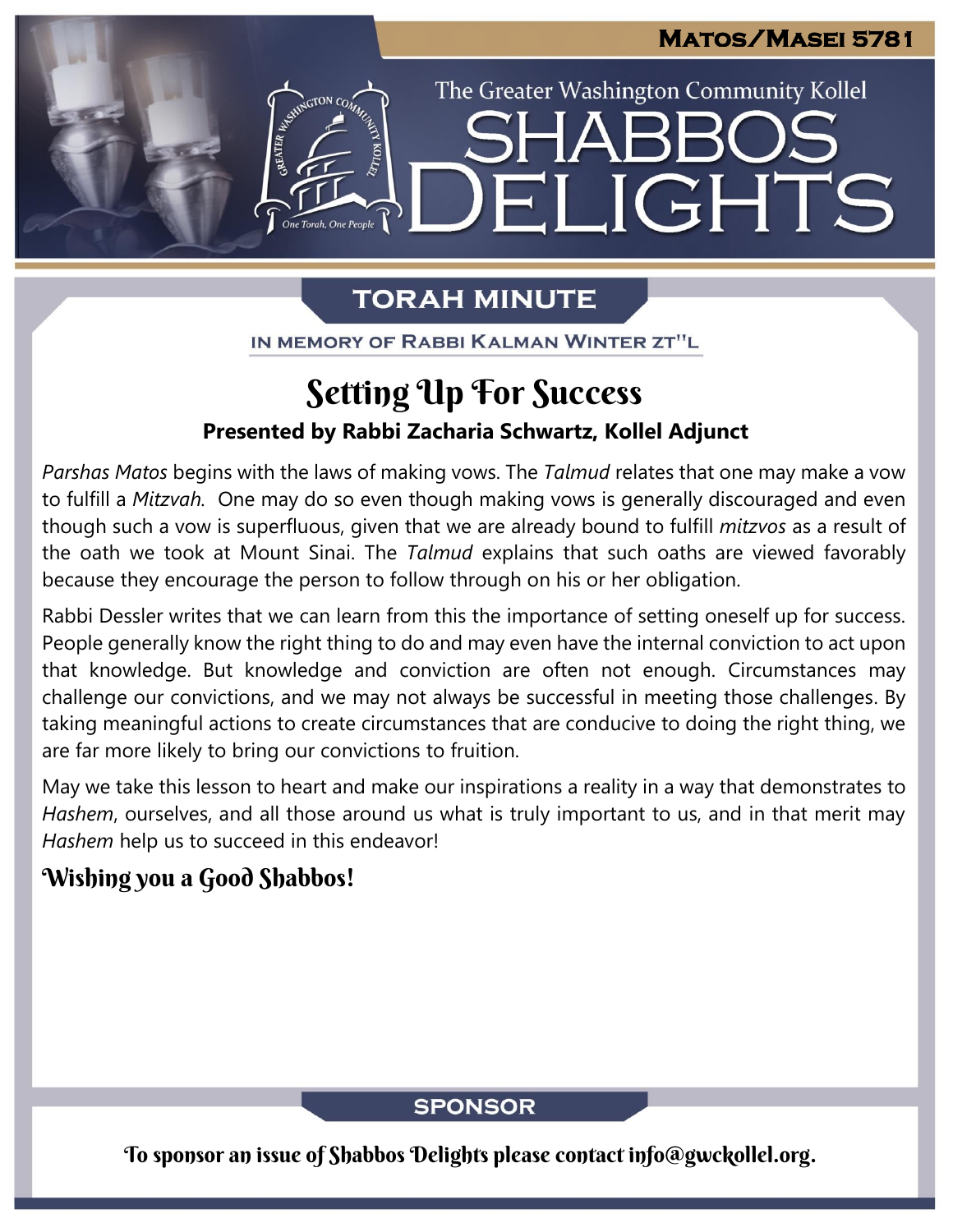# Matos/Masei 5781

The Greater Washington Community Kollel

# SHABBOS DELIGHTS

## TORAH MINUTE

IN MEMORY OF RABBI KALMAN WINTER ZT"L

# Setting Up For Success

**Presented by Rabbi Zacharia Schwartz, Kollel Adjunct**

*Parshas Matos* begins with the laws of making vows. The *Talmud* relates that one may make a vow to fulfill a *Mitzvah.* One may do so even though making vows is generally discouraged and even though such a vow is superfluous, given that we are already bound to fulfill *mitzvos* as a result of the oath we took at Mount Sinai. The *Talmud* explains that such oaths are viewed favorably because they encourage the person to follow through on his or her obligation.

Rabbi Dessler writes that we can learn from this the importance of setting oneself up for success. People generally know the right thing to do and may even have the internal conviction to act upon that knowledge. But knowledge and conviction are often not enough. Circumstances may challenge our convictions, and we may not always be successful in meeting those challenges. By taking meaningful actions to create circumstances that are conducive to doing the right thing, we are far more likely to bring our convictions to fruition.

May we take this lesson to heart and make our inspirations a reality in a way that demonstrates to *Hashem*, ourselves, and all those around us what is truly important to us, and in that merit may *Hashem* help us to succeed in this endeavor!

**Wishing you a Good Shabbos!**

## SPONSOR

To sponsor an issue of Shabbos Delights please contact info@gwckollel.org.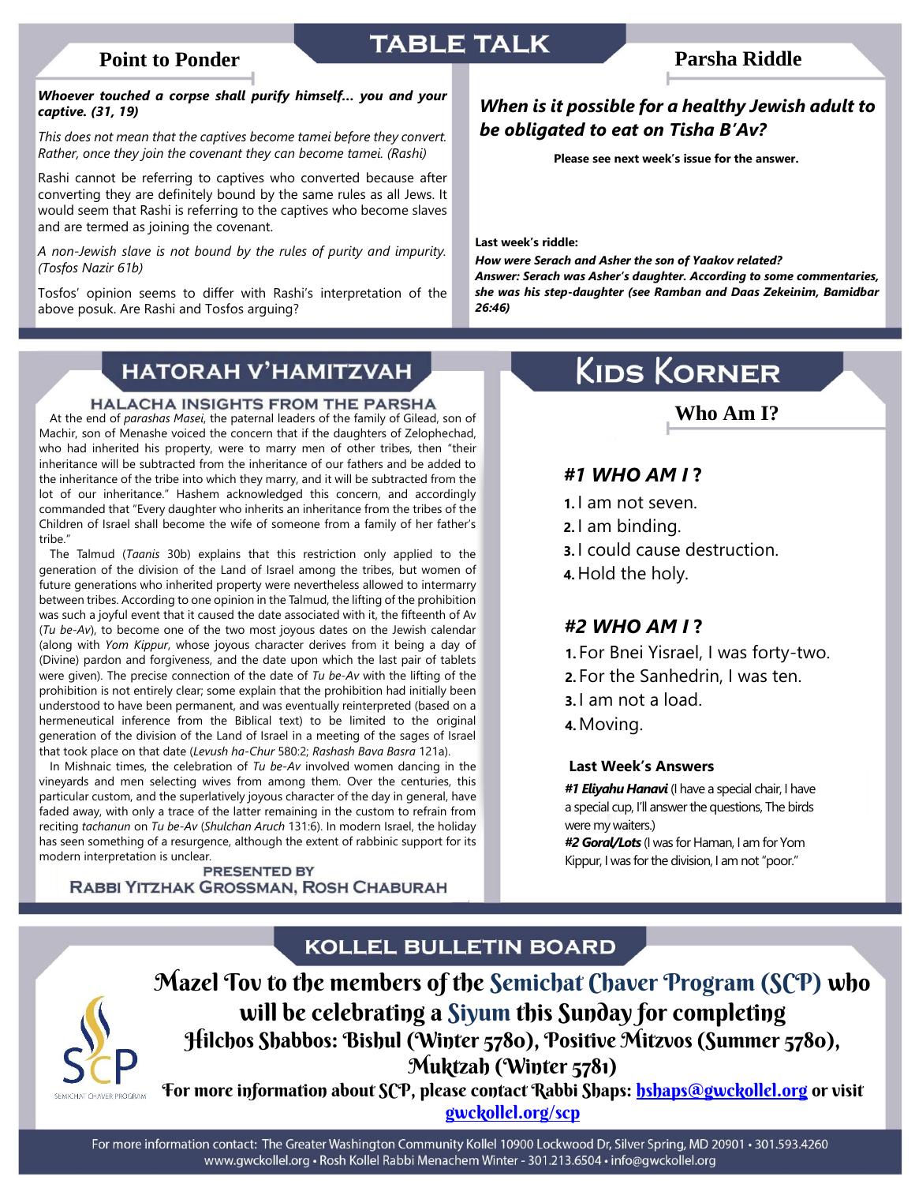# TABLE TALK

## Point to Ponder

***Whoever touched a corpse shall purify himself… you and your captive. (31, 19)***

*This does not mean that the captives become tamei before they convert. Rather, once they join the covenant they can become tamei. (Rashi)*

Rashi cannot be referring to captives who converted because after converting they are definitely bound by the same rules as all Jews. It would seem that Rashi is referring to the captives who become slaves and are termed as joining the covenant.

*A non-Jewish slave is not bound by the rules of purity and impurity. (Tosfos Nazir 61b)*

Tosfos' opinion seems to differ with Rashi's interpretation of the above posuk. Are Rashi and Tosfos arguing?

## Parsha Riddle

***When is it possible for a healthy Jewish adult to be obligated to eat on Tisha B'Av?***

**Please see next week's issue for the answer.**

**Last week's riddle:**

***How were Serach and Asher the son of Yaakov related?***

***Answer: Serach was Asher's daughter. According to some commentaries, she was his step-daughter (see Ramban and Daas Zekeinim, Bamidbar 26:46)***

# HATORAH V'HAMITZVAH

## HALACHA INSIGHTS FROM THE PARSHA

At the end of *parashas Masei*, the paternal leaders of the family of Gilead, son of Machir, son of Menashe voiced the concern that if the daughters of Zelophechad, who had inherited his property, were to marry men of other tribes, then "their inheritance will be subtracted from the inheritance of our fathers and be added to the inheritance of the tribe into which they marry, and it will be subtracted from the lot of our inheritance." Hashem acknowledged this concern, and accordingly commanded that "Every daughter who inherits an inheritance from the tribes of the Children of Israel shall become the wife of someone from a family of her father's tribe."

The Talmud (*Taanis* 30b) explains that this restriction only applied to the generation of the division of the Land of Israel among the tribes, but women of future generations who inherited property were nevertheless allowed to intermarry between tribes. According to one opinion in the Talmud, the lifting of the prohibition was such a joyful event that it caused the date associated with it, the fifteenth of Av (*Tu be-Av*), to become one of the two most joyous dates on the Jewish calendar (along with *Yom Kippur*, whose joyous character derives from it being a day of (Divine) pardon and forgiveness, and the date upon which the last pair of tablets were given). The precise connection of the date of *Tu be-Av* with the lifting of the prohibition is not entirely clear; some explain that the prohibition had initially been understood to have been permanent, and was eventually reinterpreted (based on a hermeneutical inference from the Biblical text) to be limited to the original generation of the division of the Land of Israel in a meeting of the sages of Israel that took place on that date (*Levush ha-Chur* 580:2; *Rashash Bava Basra* 121a).

In Mishnaic times, the celebration of *Tu be-Av* involved women dancing in the vineyards and men selecting wives from among them. Over the centuries, this particular custom, and the superlatively joyous character of the day in general, have faded away, with only a trace of the latter remaining in the custom to refrain from reciting *tachanun* on *Tu be-Av* (*Shulchan Aruch* 131:6). In modern Israel, the holiday has seen something of a resurgence, although the extent of rabbinic support for its modern interpretation is unclear.

PRESENTED BY
RABBI YITZHAK GROSSMAN, ROSH CHABURAH

# KIDS KORNER

## Who Am I?

### *#1 WHO AM I?*

1. I am not seven.
2. I am binding.
3. I could cause destruction.
4. Hold the holy.

### *#2 WHO AM I?*

1. For Bnei Yisrael, I was forty-two.
2. For the Sanhedrin, I was ten.
3. I am not a load.
4. Moving.

**Last Week's Answers**

***#1 Eliyahu Hanavi*** (I have a special chair, I have a special cup, I'll answer the questions, The birds were my waiters.)

***#2 Goral/Lots*** (I was for Haman, I am for Yom Kippur, I was for the division, I am not "poor."

# KOLLEL BULLETIN BOARD

Mazel Tov to the members of the Semichat Chaver Program (SCP) who will be celebrating a Siyum this Sunday for completing Hilchos Shabbos: Bishul (Winter 5780), Positive Mitzvos (Summer 5780), Muktzah (Winter 5781)

For more information about SCP, please contact Rabbi Shaps: bshaps@gwckollel.org or visit gwckollel.org/scp

SCP SEMICHAT CHAVER PROGRAM

For more information contact: The Greater Washington Community Kollel 10900 Lockwood Dr, Silver Spring, MD 20901 • 301.593.4260
www.gwckollel.org • Rosh Kollel Rabbi Menachem Winter - 301.213.6504 • info@gwckollel.org